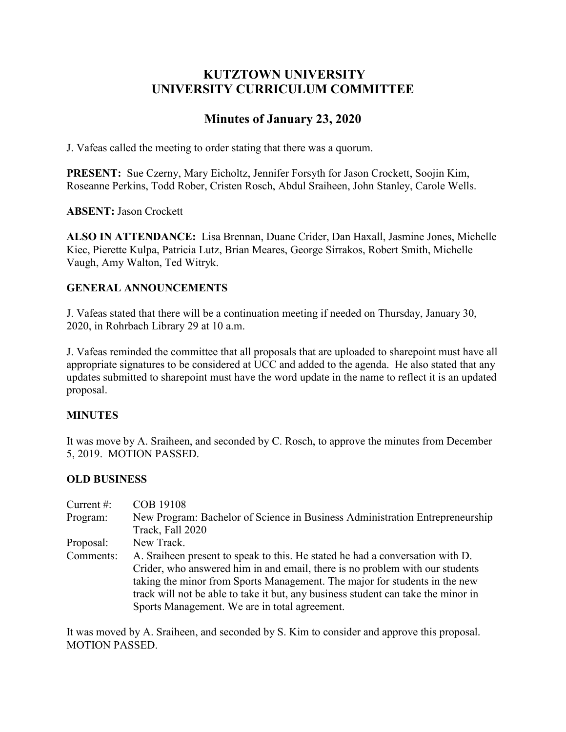# KUTZTOWN UNIVERSITY
# UNIVERSITY CURRICULUM COMMITTEE

## Minutes of January 23, 2020

J. Vafeas called the meeting to order stating that there was a quorum.

**PRESENT:** Sue Czerny, Mary Eicholtz, Jennifer Forsyth for Jason Crockett, Soojin Kim, Roseanne Perkins, Todd Rober, Cristen Rosch, Abdul Sraiheen, John Stanley, Carole Wells.

**ABSENT:** Jason Crockett

**ALSO IN ATTENDANCE:** Lisa Brennan, Duane Crider, Dan Haxall, Jasmine Jones, Michelle Kiec, Pierette Kulpa, Patricia Lutz, Brian Meares, George Sirrakos, Robert Smith, Michelle Vaugh, Amy Walton, Ted Witryk.

### GENERAL ANNOUNCEMENTS

J. Vafeas stated that there will be a continuation meeting if needed on Thursday, January 30, 2020, in Rohrbach Library 29 at 10 a.m.

J. Vafeas reminded the committee that all proposals that are uploaded to sharepoint must have all appropriate signatures to be considered at UCC and added to the agenda. He also stated that any updates submitted to sharepoint must have the word update in the name to reflect it is an updated proposal.

### MINUTES

It was move by A. Sraiheen, and seconded by C. Rosch, to approve the minutes from December 5, 2019. MOTION PASSED.

### OLD BUSINESS

| | |
|---|---|
| Current #: | COB 19108 |
| Program: | New Program: Bachelor of Science in Business Administration Entrepreneurship Track, Fall 2020 |
| Proposal: | New Track. |
| Comments: | A. Sraiheen present to speak to this. He stated he had a conversation with D. Crider, who answered him in and email, there is no problem with our students taking the minor from Sports Management. The major for students in the new track will not be able to take it but, any business student can take the minor in Sports Management. We are in total agreement. |

It was moved by A. Sraiheen, and seconded by S. Kim to consider and approve this proposal. MOTION PASSED.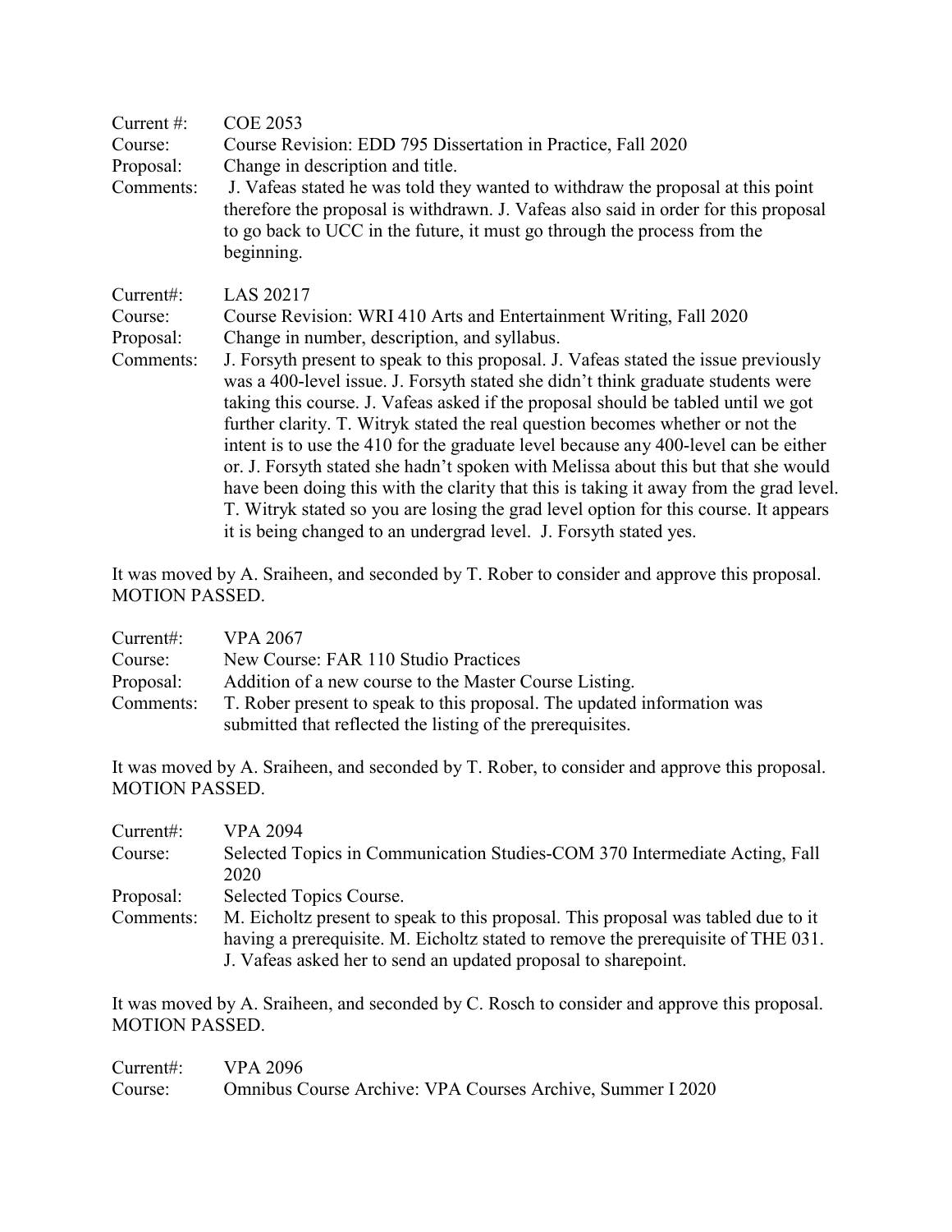Current #: COE 2053  
Course: Course Revision: EDD 795 Dissertation in Practice, Fall 2020  
Proposal: Change in description and title.  
Comments: J. Vafeas stated he was told they wanted to withdraw the proposal at this point therefore the proposal is withdrawn. J. Vafeas also said in order for this proposal to go back to UCC in the future, it must go through the process from the beginning.

Current#: LAS 20217  
Course: Course Revision: WRI 410 Arts and Entertainment Writing, Fall 2020  
Proposal: Change in number, description, and syllabus.  
Comments: J. Forsyth present to speak to this proposal. J. Vafeas stated the issue previously was a 400-level issue. J. Forsyth stated she didn't think graduate students were taking this course. J. Vafeas asked if the proposal should be tabled until we got further clarity. T. Witryk stated the real question becomes whether or not the intent is to use the 410 for the graduate level because any 400-level can be either or. J. Forsyth stated she hadn't spoken with Melissa about this but that she would have been doing this with the clarity that this is taking it away from the grad level. T. Witryk stated so you are losing the grad level option for this course. It appears it is being changed to an undergrad level. J. Forsyth stated yes.

It was moved by A. Sraiheen, and seconded by T. Rober to consider and approve this proposal. MOTION PASSED.

Current#: VPA 2067  
Course: New Course: FAR 110 Studio Practices  
Proposal: Addition of a new course to the Master Course Listing.  
Comments: T. Rober present to speak to this proposal. The updated information was submitted that reflected the listing of the prerequisites.

It was moved by A. Sraiheen, and seconded by T. Rober, to consider and approve this proposal. MOTION PASSED.

Current#: VPA 2094  
Course: Selected Topics in Communication Studies-COM 370 Intermediate Acting, Fall 2020  
Proposal: Selected Topics Course.  
Comments: M. Eicholtz present to speak to this proposal. This proposal was tabled due to it having a prerequisite. M. Eicholtz stated to remove the prerequisite of THE 031. J. Vafeas asked her to send an updated proposal to sharepoint.

It was moved by A. Sraiheen, and seconded by C. Rosch to consider and approve this proposal. MOTION PASSED.

Current#: VPA 2096  
Course: Omnibus Course Archive: VPA Courses Archive, Summer I 2020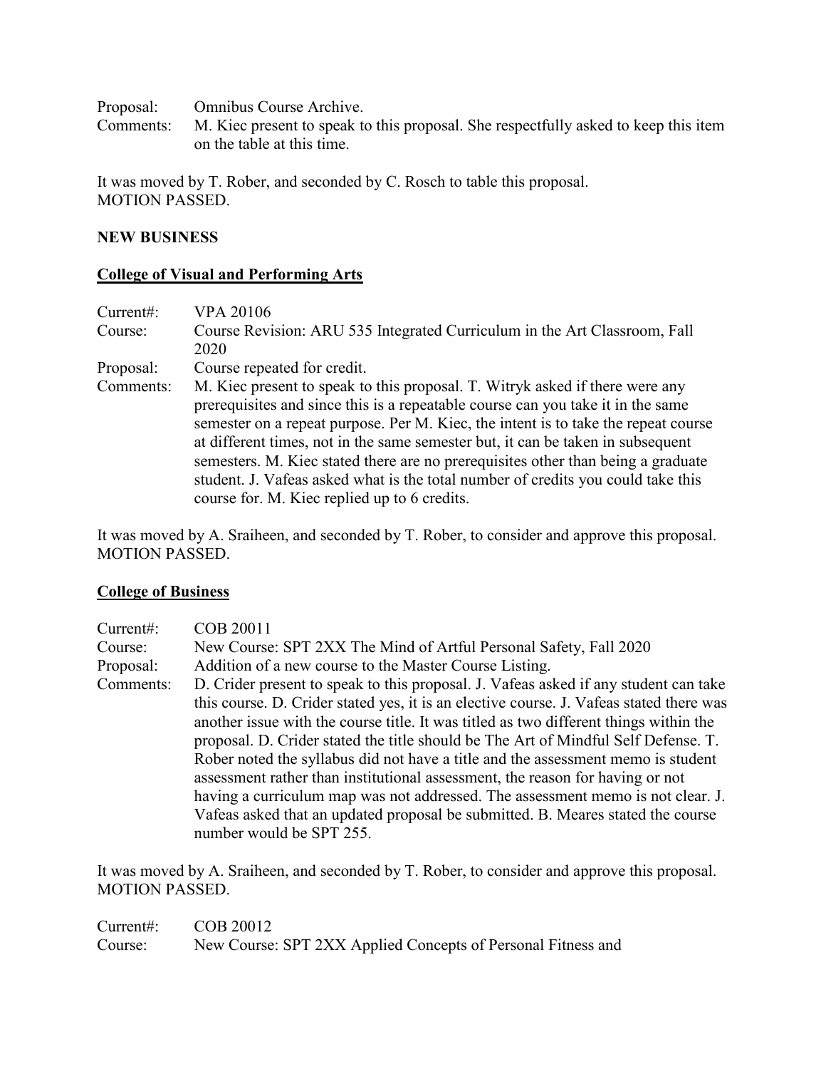Proposal: Omnibus Course Archive.
Comments: M. Kiec present to speak to this proposal. She respectfully asked to keep this item on the table at this time.

It was moved by T. Rober, and seconded by C. Rosch to table this proposal.
MOTION PASSED.

**NEW BUSINESS**

**College of Visual and Performing Arts**

Current#: VPA 20106
Course: Course Revision: ARU 535 Integrated Curriculum in the Art Classroom, Fall 2020
Proposal: Course repeated for credit.
Comments: M. Kiec present to speak to this proposal. T. Witryk asked if there were any prerequisites and since this is a repeatable course can you take it in the same semester on a repeat purpose. Per M. Kiec, the intent is to take the repeat course at different times, not in the same semester but, it can be taken in subsequent semesters. M. Kiec stated there are no prerequisites other than being a graduate student. J. Vafeas asked what is the total number of credits you could take this course for. M. Kiec replied up to 6 credits.

It was moved by A. Sraiheen, and seconded by T. Rober, to consider and approve this proposal.
MOTION PASSED.

**College of Business**

Current#: COB 20011
Course: New Course: SPT 2XX The Mind of Artful Personal Safety, Fall 2020
Proposal: Addition of a new course to the Master Course Listing.
Comments: D. Crider present to speak to this proposal. J. Vafeas asked if any student can take this course. D. Crider stated yes, it is an elective course. J. Vafeas stated there was another issue with the course title. It was titled as two different things within the proposal. D. Crider stated the title should be The Art of Mindful Self Defense. T. Rober noted the syllabus did not have a title and the assessment memo is student assessment rather than institutional assessment, the reason for having or not having a curriculum map was not addressed. The assessment memo is not clear. J. Vafeas asked that an updated proposal be submitted. B. Meares stated the course number would be SPT 255.

It was moved by A. Sraiheen, and seconded by T. Rober, to consider and approve this proposal.
MOTION PASSED.

Current#: COB 20012
Course: New Course: SPT 2XX Applied Concepts of Personal Fitness and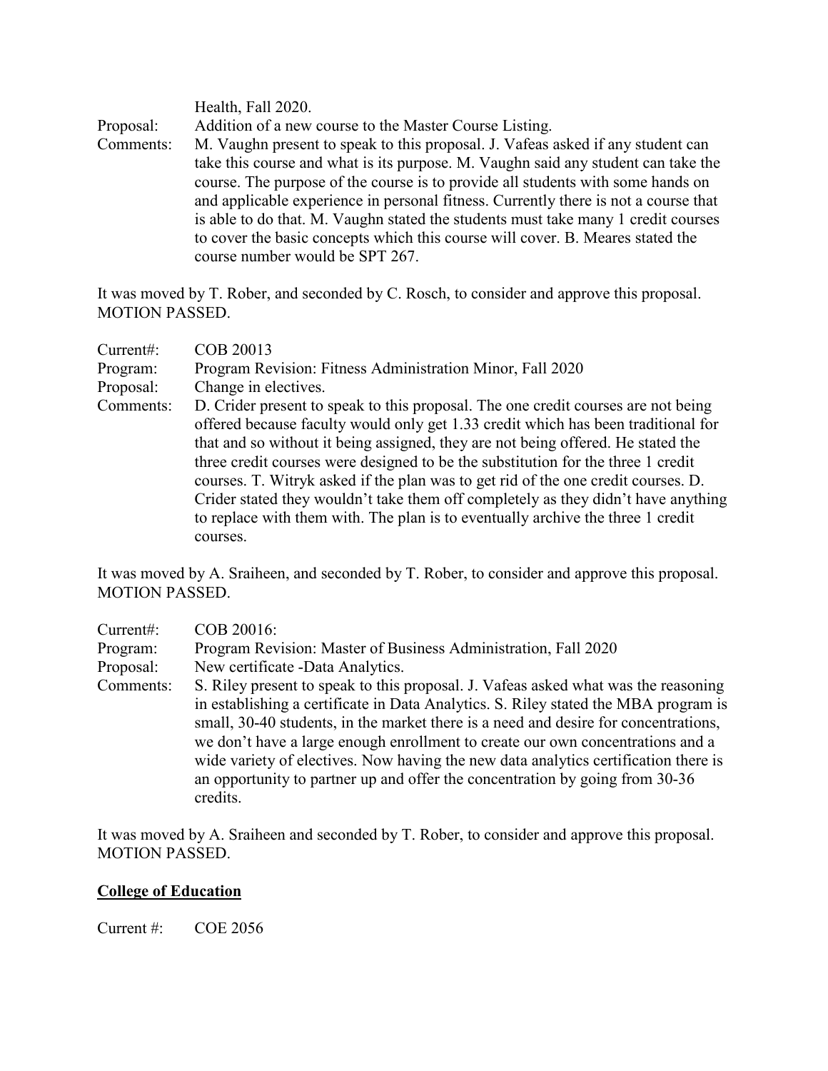Health, Fall 2020.

Proposal: Addition of a new course to the Master Course Listing.

Comments: M. Vaughn present to speak to this proposal. J. Vafeas asked if any student can take this course and what is its purpose. M. Vaughn said any student can take the course. The purpose of the course is to provide all students with some hands on and applicable experience in personal fitness. Currently there is not a course that is able to do that. M. Vaughn stated the students must take many 1 credit courses to cover the basic concepts which this course will cover. B. Meares stated the course number would be SPT 267.

It was moved by T. Rober, and seconded by C. Rosch, to consider and approve this proposal. MOTION PASSED.

Current#: COB 20013

Program: Program Revision: Fitness Administration Minor, Fall 2020

Proposal: Change in electives.

Comments: D. Crider present to speak to this proposal. The one credit courses are not being offered because faculty would only get 1.33 credit which has been traditional for that and so without it being assigned, they are not being offered. He stated the three credit courses were designed to be the substitution for the three 1 credit courses. T. Witryk asked if the plan was to get rid of the one credit courses. D. Crider stated they wouldn't take them off completely as they didn't have anything to replace with them with. The plan is to eventually archive the three 1 credit courses.

It was moved by A. Sraiheen, and seconded by T. Rober, to consider and approve this proposal. MOTION PASSED.

Current#: COB 20016:

Program: Program Revision: Master of Business Administration, Fall 2020

Proposal: New certificate -Data Analytics.

Comments: S. Riley present to speak to this proposal. J. Vafeas asked what was the reasoning in establishing a certificate in Data Analytics. S. Riley stated the MBA program is small, 30-40 students, in the market there is a need and desire for concentrations, we don't have a large enough enrollment to create our own concentrations and a wide variety of electives. Now having the new data analytics certification there is an opportunity to partner up and offer the concentration by going from 30-36 credits.

It was moved by A. Sraiheen and seconded by T. Rober, to consider and approve this proposal. MOTION PASSED.

## College of Education

Current #: COE 2056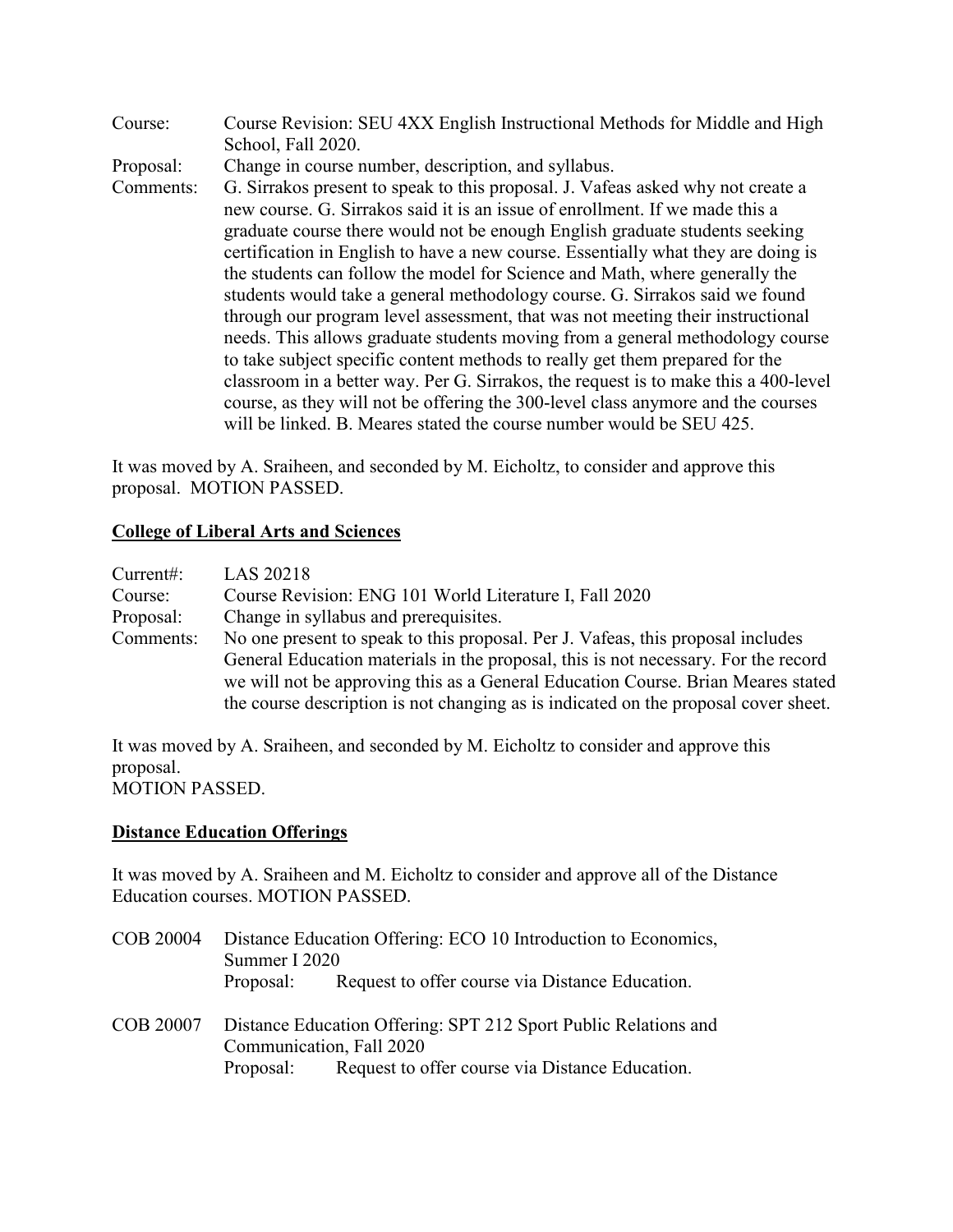Course: Course Revision: SEU 4XX English Instructional Methods for Middle and High School, Fall 2020.

Proposal: Change in course number, description, and syllabus.

Comments: G. Sirrakos present to speak to this proposal. J. Vafeas asked why not create a new course. G. Sirrakos said it is an issue of enrollment. If we made this a graduate course there would not be enough English graduate students seeking certification in English to have a new course. Essentially what they are doing is the students can follow the model for Science and Math, where generally the students would take a general methodology course. G. Sirrakos said we found through our program level assessment, that was not meeting their instructional needs. This allows graduate students moving from a general methodology course to take subject specific content methods to really get them prepared for the classroom in a better way. Per G. Sirrakos, the request is to make this a 400-level course, as they will not be offering the 300-level class anymore and the courses will be linked. B. Meares stated the course number would be SEU 425.

It was moved by A. Sraiheen, and seconded by M. Eicholtz, to consider and approve this proposal. MOTION PASSED.

## College of Liberal Arts and Sciences

Current#: LAS 20218

Course: Course Revision: ENG 101 World Literature I, Fall 2020

Proposal: Change in syllabus and prerequisites.

Comments: No one present to speak to this proposal. Per J. Vafeas, this proposal includes General Education materials in the proposal, this is not necessary. For the record we will not be approving this as a General Education Course. Brian Meares stated the course description is not changing as is indicated on the proposal cover sheet.

It was moved by A. Sraiheen, and seconded by M. Eicholtz to consider and approve this proposal.
MOTION PASSED.

## Distance Education Offerings

It was moved by A. Sraiheen and M. Eicholtz to consider and approve all of the Distance Education courses. MOTION PASSED.

COB 20004 Distance Education Offering: ECO 10 Introduction to Economics, Summer I 2020

Proposal: Request to offer course via Distance Education.

COB 20007 Distance Education Offering: SPT 212 Sport Public Relations and Communication, Fall 2020

Proposal: Request to offer course via Distance Education.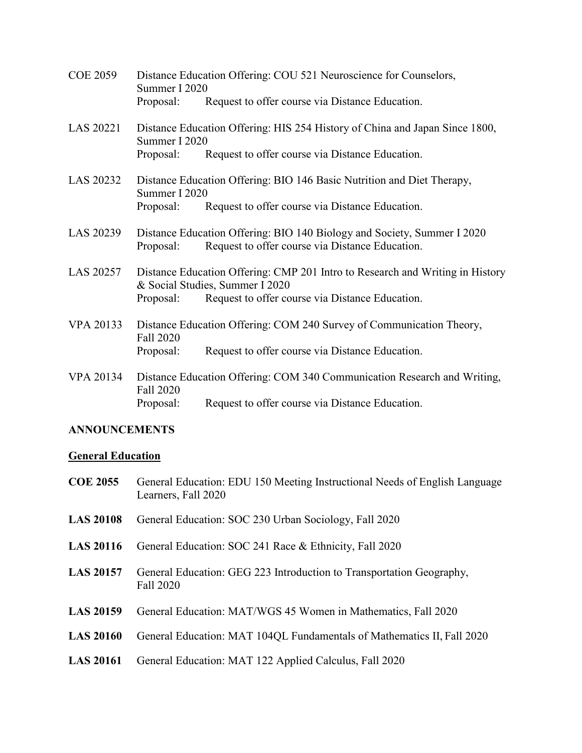COE 2059 Distance Education Offering: COU 521 Neuroscience for Counselors, Summer I 2020
Proposal: Request to offer course via Distance Education.

LAS 20221 Distance Education Offering: HIS 254 History of China and Japan Since 1800, Summer I 2020
Proposal: Request to offer course via Distance Education.

LAS 20232 Distance Education Offering: BIO 146 Basic Nutrition and Diet Therapy, Summer I 2020
Proposal: Request to offer course via Distance Education.

LAS 20239 Distance Education Offering: BIO 140 Biology and Society, Summer I 2020
Proposal: Request to offer course via Distance Education.

LAS 20257 Distance Education Offering: CMP 201 Intro to Research and Writing in History & Social Studies, Summer I 2020
Proposal: Request to offer course via Distance Education.

VPA 20133 Distance Education Offering: COM 240 Survey of Communication Theory, Fall 2020
Proposal: Request to offer course via Distance Education.

VPA 20134 Distance Education Offering: COM 340 Communication Research and Writing, Fall 2020
Proposal: Request to offer course via Distance Education.

## ANNOUNCEMENTS

### General Education

**COE 2055** General Education: EDU 150 Meeting Instructional Needs of English Language Learners, Fall 2020

**LAS 20108** General Education: SOC 230 Urban Sociology, Fall 2020

**LAS 20116** General Education: SOC 241 Race & Ethnicity, Fall 2020

**LAS 20157** General Education: GEG 223 Introduction to Transportation Geography, Fall 2020

**LAS 20159** General Education: MAT/WGS 45 Women in Mathematics, Fall 2020

**LAS 20160** General Education: MAT 104QL Fundamentals of Mathematics II, Fall 2020

**LAS 20161** General Education: MAT 122 Applied Calculus, Fall 2020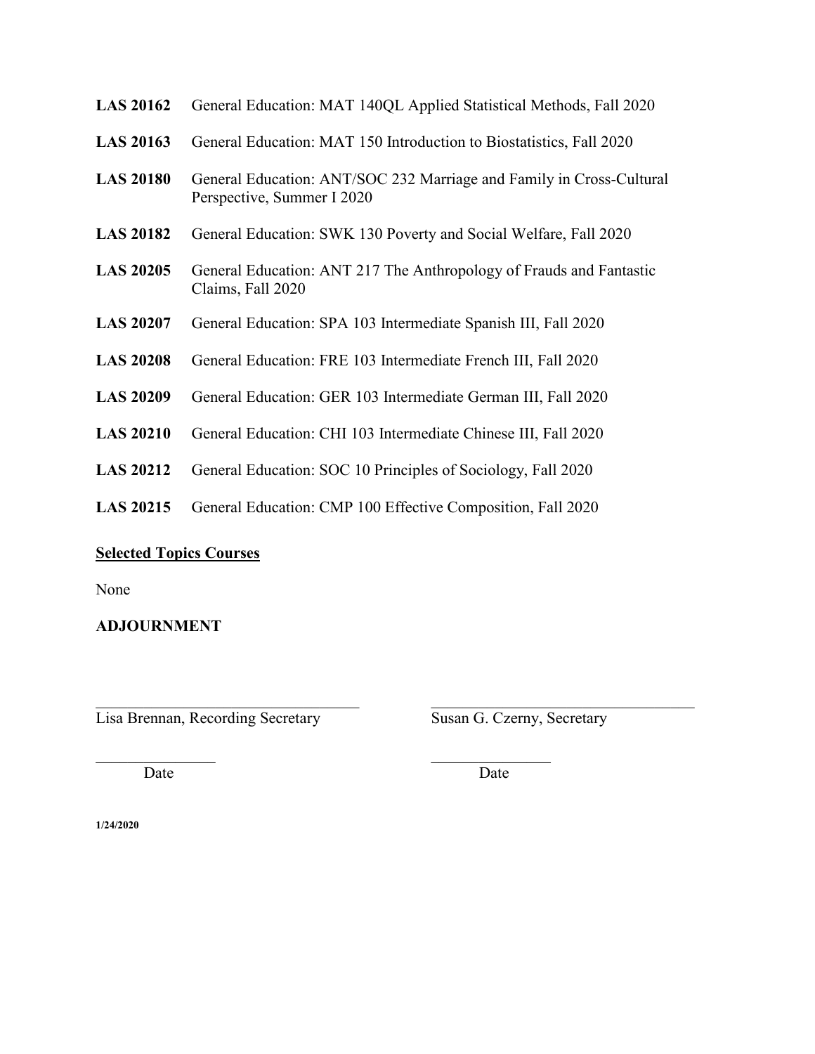**LAS 20162** General Education: MAT 140QL Applied Statistical Methods, Fall 2020

**LAS 20163** General Education: MAT 150 Introduction to Biostatistics, Fall 2020

**LAS 20180** General Education: ANT/SOC 232 Marriage and Family in Cross-Cultural Perspective, Summer I 2020

**LAS 20182** General Education: SWK 130 Poverty and Social Welfare, Fall 2020

**LAS 20205** General Education: ANT 217 The Anthropology of Frauds and Fantastic Claims, Fall 2020

**LAS 20207** General Education: SPA 103 Intermediate Spanish III, Fall 2020

**LAS 20208** General Education: FRE 103 Intermediate French III, Fall 2020

**LAS 20209** General Education: GER 103 Intermediate German III, Fall 2020

**LAS 20210** General Education: CHI 103 Intermediate Chinese III, Fall 2020

**LAS 20212** General Education: SOC 10 Principles of Sociology, Fall 2020

**LAS 20215** General Education: CMP 100 Effective Composition, Fall 2020

**Selected Topics Courses**

None

**ADJOURNMENT**

\_\_\_\_\_\_\_\_\_\_\_\_\_\_\_\_\_\_\_\_\_\_\_\_\_\_\_\_\_\_\_\_\_\_\_
Lisa Brennan, Recording Secretary

\_\_\_\_\_\_\_\_\_\_\_\_\_\_\_\_
Date

\_\_\_\_\_\_\_\_\_\_\_\_\_\_\_\_\_\_\_\_\_\_\_\_\_\_\_\_\_\_\_\_\_\_\_
Susan G. Czerny, Secretary

\_\_\_\_\_\_\_\_\_\_\_\_\_\_\_\_
Date

**1/24/2020**